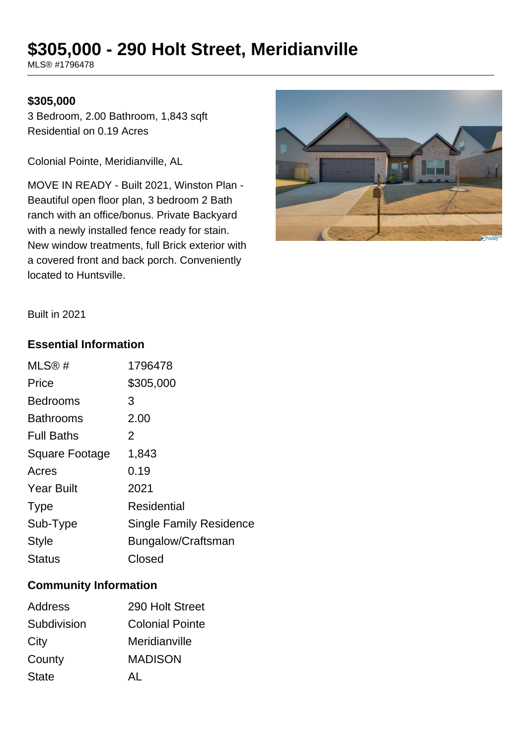# $305,000 - 290 Holt Street, Meridianville

MLS® #1796478

**$305,000**

3 Bedroom, 2.00 Bathroom, 1,843 sqft
Residential on 0.19 Acres

Colonial Pointe, Meridianville, AL

MOVE IN READY - Built 2021, Winston Plan - Beautiful open floor plan, 3 bedroom 2 Bath ranch with an office/bonus. Private Backyard with a newly installed fence ready for stain. New window treatments, full Brick exterior with a covered front and back porch. Conveniently located to Huntsville.

Built in 2021

## Essential Information

| | |
|---|---|
| MLS® # | 1796478 |
| Price | $305,000 |
| Bedrooms | 3 |
| Bathrooms | 2.00 |
| Full Baths | 2 |
| Square Footage | 1,843 |
| Acres | 0.19 |
| Year Built | 2021 |
| Type | Residential |
| Sub-Type | Single Family Residence |
| Style | Bungalow/Craftsman |
| Status | Closed |

## Community Information

| | |
|---|---|
| Address | 290 Holt Street |
| Subdivision | Colonial Pointe |
| City | Meridianville |
| County | MADISON |
| State | AL |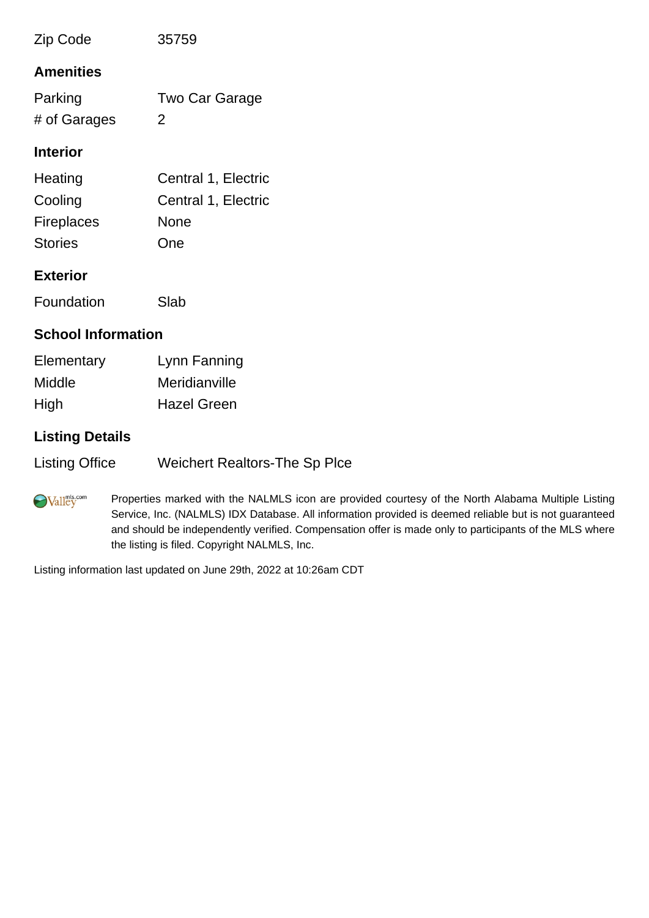| | |
|---|---|
| Zip Code | 35759 |

## Amenities

| | |
|---|---|
| Parking | Two Car Garage |
| # of Garages | 2 |

## Interior

| | |
|---|---|
| Heating | Central 1, Electric |
| Cooling | Central 1, Electric |
| Fireplaces | None |
| Stories | One |

## Exterior

| | |
|---|---|
| Foundation | Slab |

## School Information

| | |
|---|---|
| Elementary | Lynn Fanning |
| Middle | Meridianville |
| High | Hazel Green |

## Listing Details

| | |
|---|---|
| Listing Office | Weichert Realtors-The Sp Plce |

Valleymls.com

Properties marked with the NALMLS icon are provided courtesy of the North Alabama Multiple Listing Service, Inc. (NALMLS) IDX Database. All information provided is deemed reliable but is not guaranteed and should be independently verified. Compensation offer is made only to participants of the MLS where the listing is filed. Copyright NALMLS, Inc.

Listing information last updated on June 29th, 2022 at 10:26am CDT